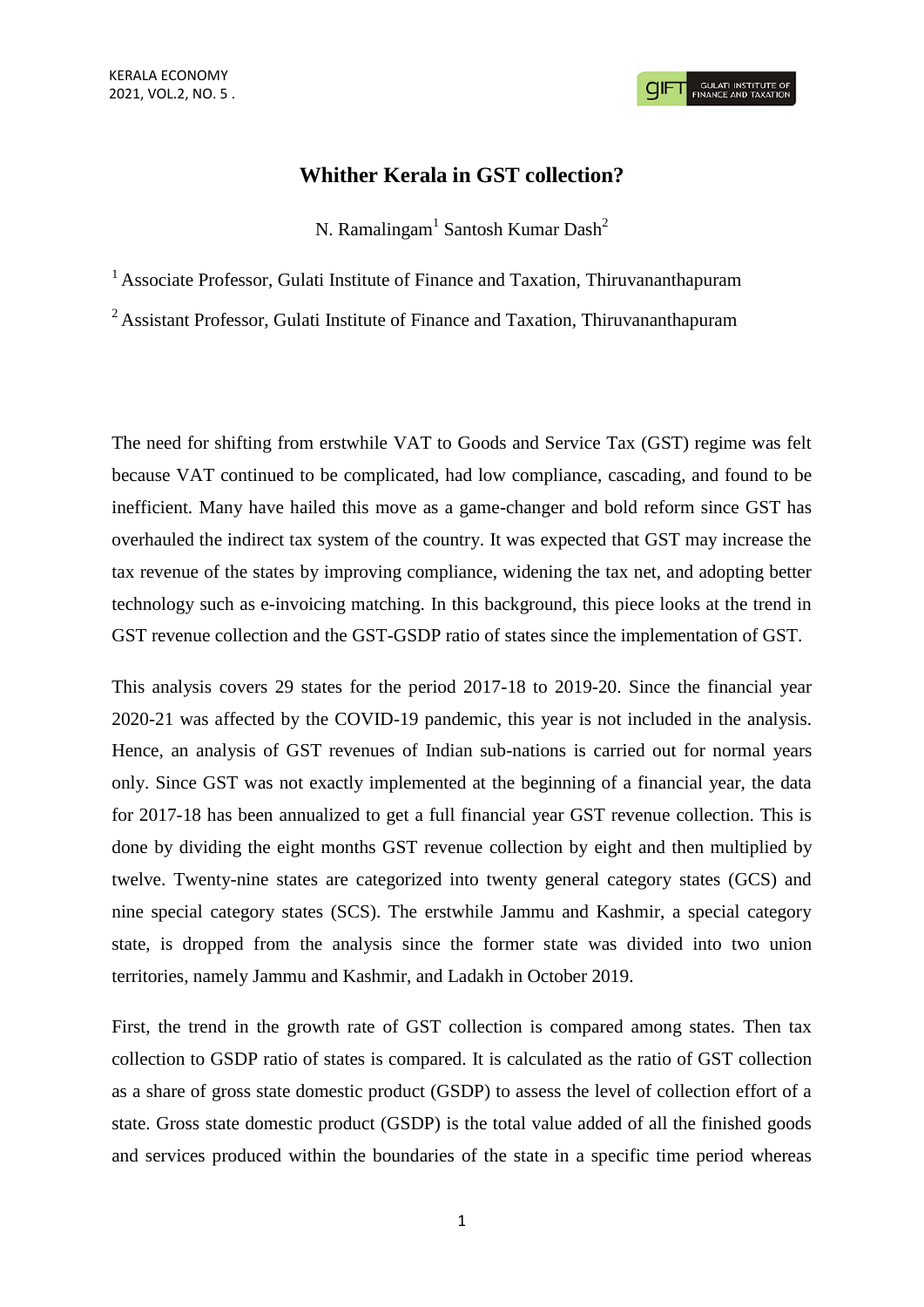# Whither Kerala in GST collection?

N. Ramalingam[1] Santosh Kumar Dash[2]

[1] Associate Professor, Gulati Institute of Finance and Taxation, Thiruvananthapuram

[2] Assistant Professor, Gulati Institute of Finance and Taxation, Thiruvananthapuram

The need for shifting from erstwhile VAT to Goods and Service Tax (GST) regime was felt because VAT continued to be complicated, had low compliance, cascading, and found to be inefficient. Many have hailed this move as a game-changer and bold reform since GST has overhauled the indirect tax system of the country. It was expected that GST may increase the tax revenue of the states by improving compliance, widening the tax net, and adopting better technology such as e-invoicing matching. In this background, this piece looks at the trend in GST revenue collection and the GST-GSDP ratio of states since the implementation of GST.

This analysis covers 29 states for the period 2017-18 to 2019-20. Since the financial year 2020-21 was affected by the COVID-19 pandemic, this year is not included in the analysis. Hence, an analysis of GST revenues of Indian sub-nations is carried out for normal years only. Since GST was not exactly implemented at the beginning of a financial year, the data for 2017-18 has been annualized to get a full financial year GST revenue collection. This is done by dividing the eight months GST revenue collection by eight and then multiplied by twelve. Twenty-nine states are categorized into twenty general category states (GCS) and nine special category states (SCS). The erstwhile Jammu and Kashmir, a special category state, is dropped from the analysis since the former state was divided into two union territories, namely Jammu and Kashmir, and Ladakh in October 2019.

First, the trend in the growth rate of GST collection is compared among states. Then tax collection to GSDP ratio of states is compared. It is calculated as the ratio of GST collection as a share of gross state domestic product (GSDP) to assess the level of collection effort of a state. Gross state domestic product (GSDP) is the total value added of all the finished goods and services produced within the boundaries of the state in a specific time period whereas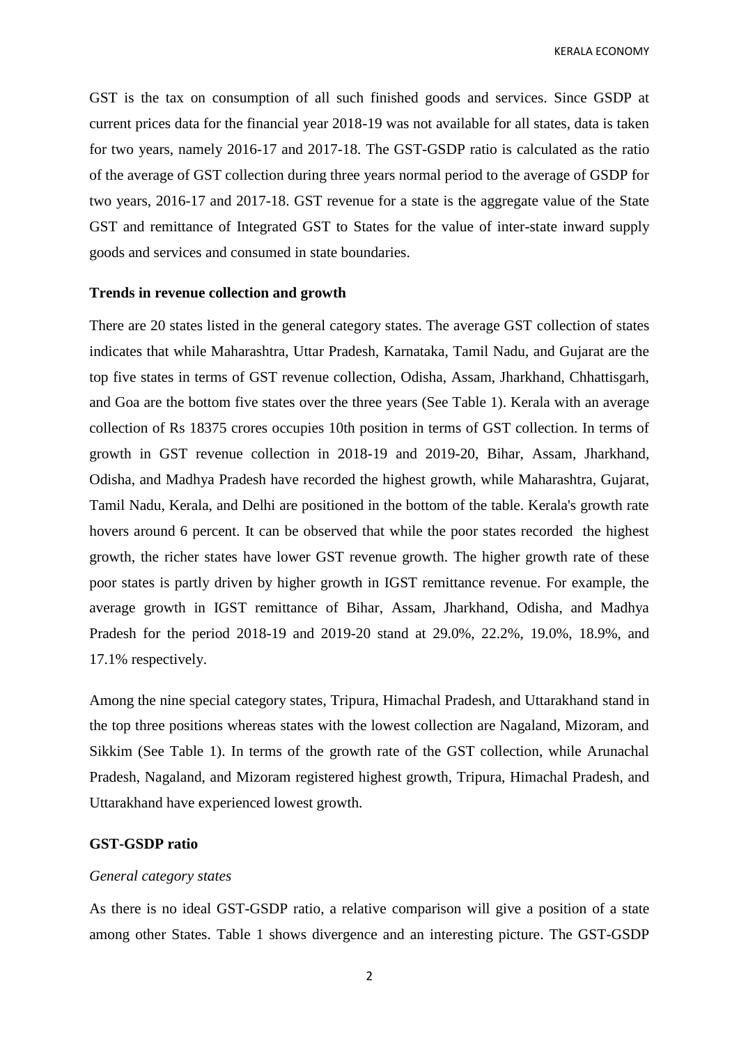GST is the tax on consumption of all such finished goods and services. Since GSDP at current prices data for the financial year 2018-19 was not available for all states, data is taken for two years, namely 2016-17 and 2017-18. The GST-GSDP ratio is calculated as the ratio of the average of GST collection during three years normal period to the average of GSDP for two years, 2016-17 and 2017-18. GST revenue for a state is the aggregate value of the State GST and remittance of Integrated GST to States for the value of inter-state inward supply goods and services and consumed in state boundaries.

**Trends in revenue collection and growth**

There are 20 states listed in the general category states. The average GST collection of states indicates that while Maharashtra, Uttar Pradesh, Karnataka, Tamil Nadu, and Gujarat are the top five states in terms of GST revenue collection, Odisha, Assam, Jharkhand, Chhattisgarh, and Goa are the bottom five states over the three years (See Table 1). Kerala with an average collection of Rs 18375 crores occupies 10th position in terms of GST collection. In terms of growth in GST revenue collection in 2018-19 and 2019-20, Bihar, Assam, Jharkhand, Odisha, and Madhya Pradesh have recorded the highest growth, while Maharashtra, Gujarat, Tamil Nadu, Kerala, and Delhi are positioned in the bottom of the table. Kerala's growth rate hovers around 6 percent. It can be observed that while the poor states recorded the highest growth, the richer states have lower GST revenue growth. The higher growth rate of these poor states is partly driven by higher growth in IGST remittance revenue. For example, the average growth in IGST remittance of Bihar, Assam, Jharkhand, Odisha, and Madhya Pradesh for the period 2018-19 and 2019-20 stand at 29.0%, 22.2%, 19.0%, 18.9%, and 17.1% respectively.

Among the nine special category states, Tripura, Himachal Pradesh, and Uttarakhand stand in the top three positions whereas states with the lowest collection are Nagaland, Mizoram, and Sikkim (See Table 1). In terms of the growth rate of the GST collection, while Arunachal Pradesh, Nagaland, and Mizoram registered highest growth, Tripura, Himachal Pradesh, and Uttarakhand have experienced lowest growth.

**GST-GSDP ratio**

*General category states*

As there is no ideal GST-GSDP ratio, a relative comparison will give a position of a state among other States. Table 1 shows divergence and an interesting picture. The GST-GSDP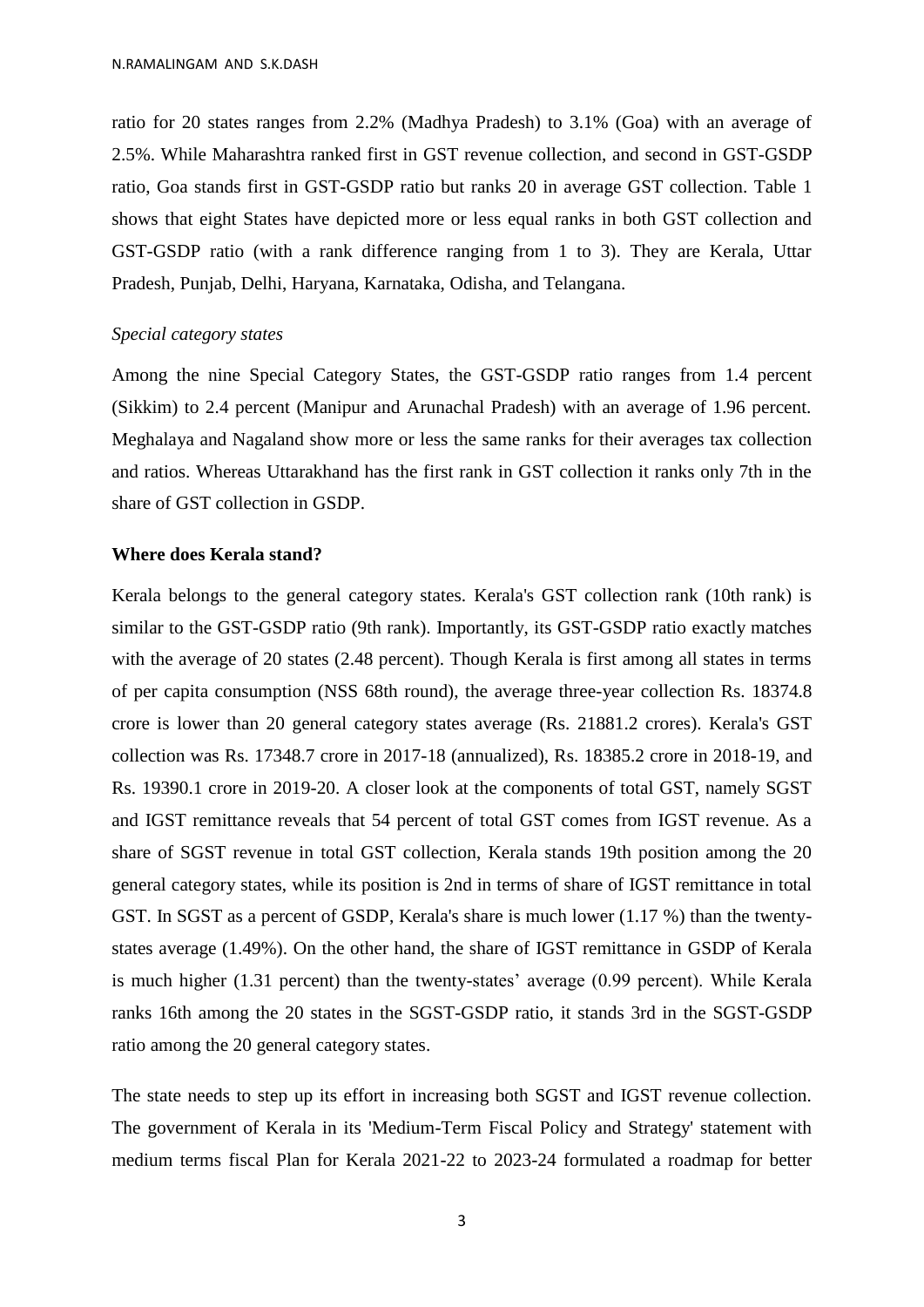ratio for 20 states ranges from 2.2% (Madhya Pradesh) to 3.1% (Goa) with an average of 2.5%. While Maharashtra ranked first in GST revenue collection, and second in GST-GSDP ratio, Goa stands first in GST-GSDP ratio but ranks 20 in average GST collection. Table 1 shows that eight States have depicted more or less equal ranks in both GST collection and GST-GSDP ratio (with a rank difference ranging from 1 to 3). They are Kerala, Uttar Pradesh, Punjab, Delhi, Haryana, Karnataka, Odisha, and Telangana.

*Special category states*

Among the nine Special Category States, the GST-GSDP ratio ranges from 1.4 percent (Sikkim) to 2.4 percent (Manipur and Arunachal Pradesh) with an average of 1.96 percent. Meghalaya and Nagaland show more or less the same ranks for their averages tax collection and ratios. Whereas Uttarakhand has the first rank in GST collection it ranks only 7th in the share of GST collection in GSDP.

**Where does Kerala stand?**

Kerala belongs to the general category states. Kerala's GST collection rank (10th rank) is similar to the GST-GSDP ratio (9th rank). Importantly, its GST-GSDP ratio exactly matches with the average of 20 states (2.48 percent). Though Kerala is first among all states in terms of per capita consumption (NSS 68th round), the average three-year collection Rs. 18374.8 crore is lower than 20 general category states average (Rs. 21881.2 crores). Kerala's GST collection was Rs. 17348.7 crore in 2017-18 (annualized), Rs. 18385.2 crore in 2018-19, and Rs. 19390.1 crore in 2019-20. A closer look at the components of total GST, namely SGST and IGST remittance reveals that 54 percent of total GST comes from IGST revenue. As a share of SGST revenue in total GST collection, Kerala stands 19th position among the 20 general category states, while its position is 2nd in terms of share of IGST remittance in total GST. In SGST as a percent of GSDP, Kerala's share is much lower (1.17 %) than the twenty-states average (1.49%). On the other hand, the share of IGST remittance in GSDP of Kerala is much higher (1.31 percent) than the twenty-states' average (0.99 percent). While Kerala ranks 16th among the 20 states in the SGST-GSDP ratio, it stands 3rd in the SGST-GSDP ratio among the 20 general category states.

The state needs to step up its effort in increasing both SGST and IGST revenue collection. The government of Kerala in its 'Medium-Term Fiscal Policy and Strategy' statement with medium terms fiscal Plan for Kerala 2021-22 to 2023-24 formulated a roadmap for better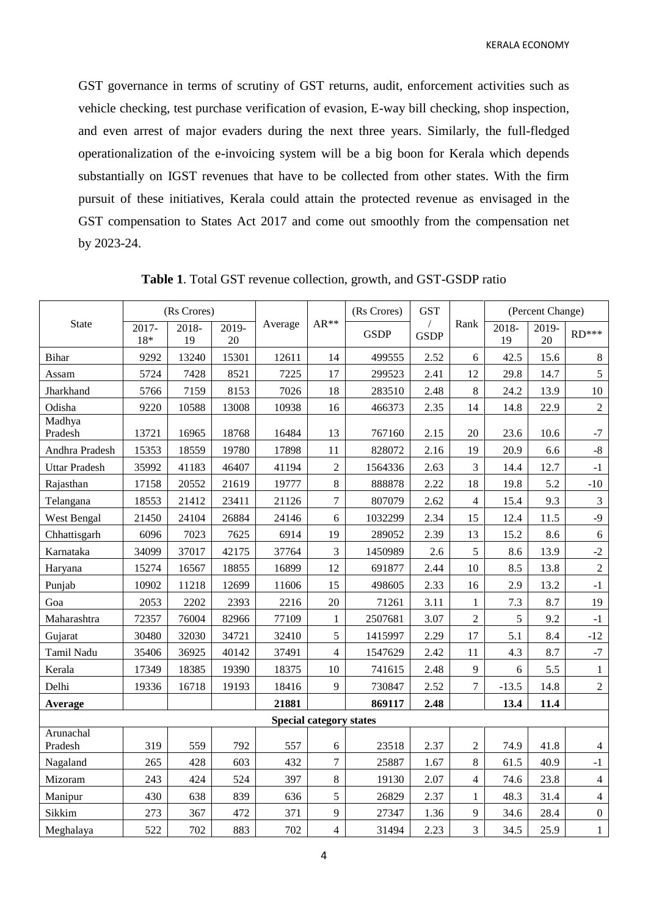GST governance in terms of scrutiny of GST returns, audit, enforcement activities such as vehicle checking, test purchase verification of evasion, E-way bill checking, shop inspection, and even arrest of major evaders during the next three years. Similarly, the full-fledged operationalization of the e-invoicing system will be a big boon for Kerala which depends substantially on IGST revenues that have to be collected from other states. With the firm pursuit of these initiatives, Kerala could attain the protected revenue as envisaged in the GST compensation to States Act 2017 and come out smoothly from the compensation net by 2023-24.

**Table 1**. Total GST revenue collection, growth, and GST-GSDP ratio

| State | (Rs Crores) | | | Average | AR** | (Rs Crores) | GST / GSDP | Rank | (Percent Change) | | |
|---|---|---|---|---|---|---|---|---|---|---|---|
| | 2017-18* | 2018-19 | 2019-20 | | | GSDP | | | 2018-19 | 2019-20 | RD*** |
| Bihar | 9292 | 13240 | 15301 | 12611 | 14 | 499555 | 2.52 | 6 | 42.5 | 15.6 | 8 |
| Assam | 5724 | 7428 | 8521 | 7225 | 17 | 299523 | 2.41 | 12 | 29.8 | 14.7 | 5 |
| Jharkhand | 5766 | 7159 | 8153 | 7026 | 18 | 283510 | 2.48 | 8 | 24.2 | 13.9 | 10 |
| Odisha | 9220 | 10588 | 13008 | 10938 | 16 | 466373 | 2.35 | 14 | 14.8 | 22.9 | 2 |
| Madhya Pradesh | 13721 | 16965 | 18768 | 16484 | 13 | 767160 | 2.15 | 20 | 23.6 | 10.6 | -7 |
| Andhra Pradesh | 15353 | 18559 | 19780 | 17898 | 11 | 828072 | 2.16 | 19 | 20.9 | 6.6 | -8 |
| Uttar Pradesh | 35992 | 41183 | 46407 | 41194 | 2 | 1564336 | 2.63 | 3 | 14.4 | 12.7 | -1 |
| Rajasthan | 17158 | 20552 | 21619 | 19777 | 8 | 888878 | 2.22 | 18 | 19.8 | 5.2 | -10 |
| Telangana | 18553 | 21412 | 23411 | 21126 | 7 | 807079 | 2.62 | 4 | 15.4 | 9.3 | 3 |
| West Bengal | 21450 | 24104 | 26884 | 24146 | 6 | 1032299 | 2.34 | 15 | 12.4 | 11.5 | -9 |
| Chhattisgarh | 6096 | 7023 | 7625 | 6914 | 19 | 289052 | 2.39 | 13 | 15.2 | 8.6 | 6 |
| Karnataka | 34099 | 37017 | 42175 | 37764 | 3 | 1450989 | 2.6 | 5 | 8.6 | 13.9 | -2 |
| Haryana | 15274 | 16567 | 18855 | 16899 | 12 | 691877 | 2.44 | 10 | 8.5 | 13.8 | 2 |
| Punjab | 10902 | 11218 | 12699 | 11606 | 15 | 498605 | 2.33 | 16 | 2.9 | 13.2 | -1 |
| Goa | 2053 | 2202 | 2393 | 2216 | 20 | 71261 | 3.11 | 1 | 7.3 | 8.7 | 19 |
| Maharashtra | 72357 | 76004 | 82966 | 77109 | 1 | 2507681 | 3.07 | 2 | 5 | 9.2 | -1 |
| Gujarat | 30480 | 32030 | 34721 | 32410 | 5 | 1415997 | 2.29 | 17 | 5.1 | 8.4 | -12 |
| Tamil Nadu | 35406 | 36925 | 40142 | 37491 | 4 | 1547629 | 2.42 | 11 | 4.3 | 8.7 | -7 |
| Kerala | 17349 | 18385 | 19390 | 18375 | 10 | 741615 | 2.48 | 9 | 6 | 5.5 | 1 |
| Delhi | 19336 | 16718 | 19193 | 18416 | 9 | 730847 | 2.52 | 7 | -13.5 | 14.8 | 2 |
| **Average** | | | | **21881** | | **869117** | **2.48** | | **13.4** | **11.4** | |
| **Special category states** | | | | | | | | | | | |
| Arunachal Pradesh | 319 | 559 | 792 | 557 | 6 | 23518 | 2.37 | 2 | 74.9 | 41.8 | 4 |
| Nagaland | 265 | 428 | 603 | 432 | 7 | 25887 | 1.67 | 8 | 61.5 | 40.9 | -1 |
| Mizoram | 243 | 424 | 524 | 397 | 8 | 19130 | 2.07 | 4 | 74.6 | 23.8 | 4 |
| Manipur | 430 | 638 | 839 | 636 | 5 | 26829 | 2.37 | 1 | 48.3 | 31.4 | 4 |
| Sikkim | 273 | 367 | 472 | 371 | 9 | 27347 | 1.36 | 9 | 34.6 | 28.4 | 0 |
| Meghalaya | 522 | 702 | 883 | 702 | 4 | 31494 | 2.23 | 3 | 34.5 | 25.9 | 1 |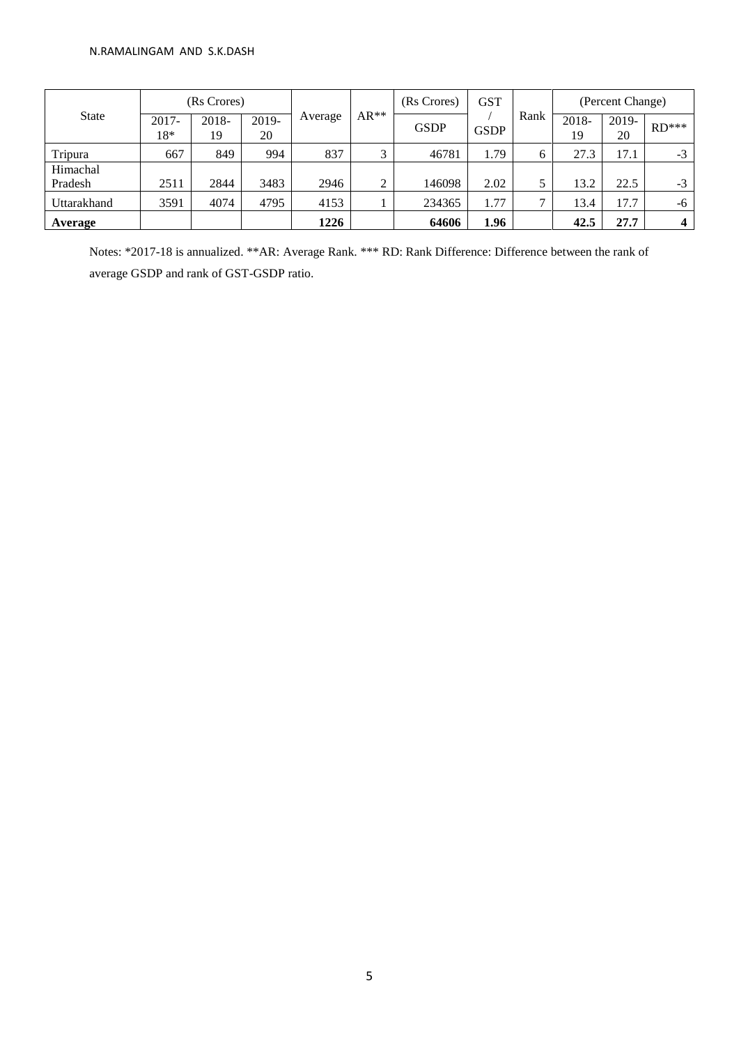| State | (Rs Crores) | | | Average | AR** | (Rs Crores) | GST / GSDP | Rank | (Percent Change) | | |
|---|---|---|---|---|---|---|---|---|---|---|---|
| | 2017-18* | 2018-19 | 2019-20 | | | GSDP | | | 2018-19 | 2019-20 | RD*** |
| Tripura | 667 | 849 | 994 | 837 | 3 | 46781 | 1.79 | 6 | 27.3 | 17.1 | -3 |
| Himachal Pradesh | 2511 | 2844 | 3483 | 2946 | 2 | 146098 | 2.02 | 5 | 13.2 | 22.5 | -3 |
| Uttarakhand | 3591 | 4074 | 4795 | 4153 | 1 | 234365 | 1.77 | 7 | 13.4 | 17.7 | -6 |
| **Average** | | | | **1226** | | **64606** | **1.96** | | **42.5** | **27.7** | **4** |

Notes: *2017-18 is annualized. **AR: Average Rank. *** RD: Rank Difference: Difference between the rank of average GSDP and rank of GST-GSDP ratio.